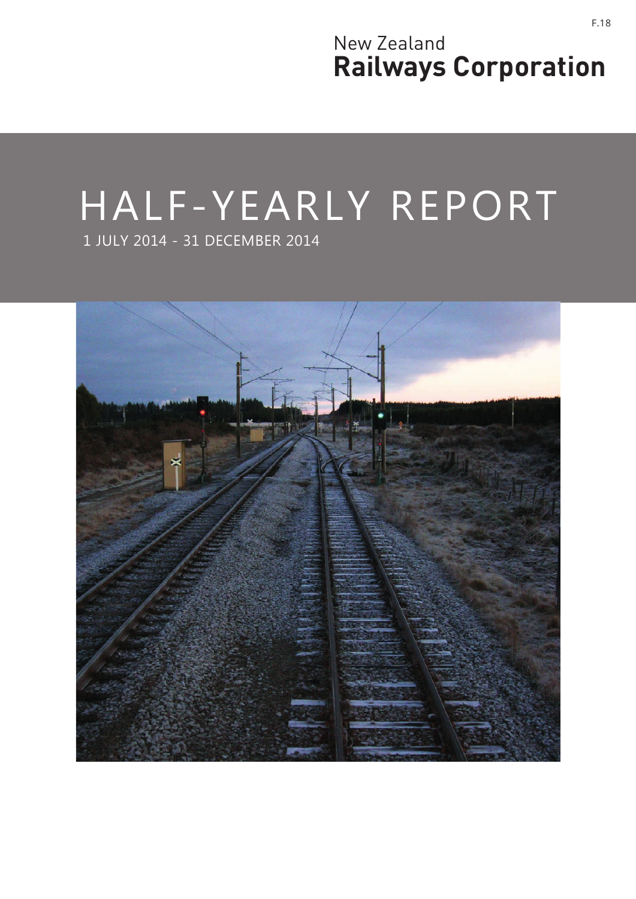F.18

New Zealand
**Railways Corporation**

# HALF-YEARLY REPORT

1 JULY 2014 - 31 DECEMBER 2014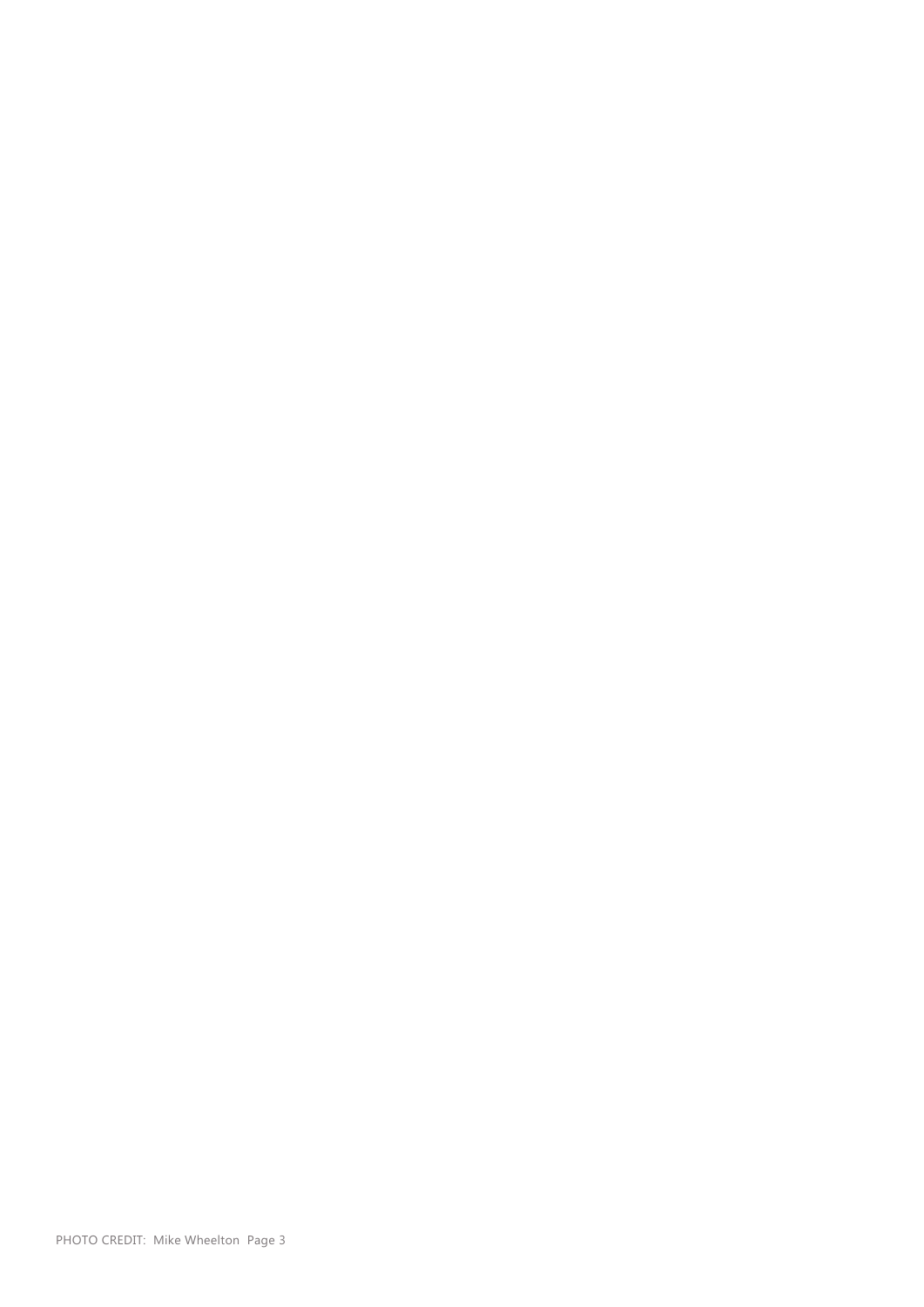PHOTO CREDIT: Mike Wheelton Page 3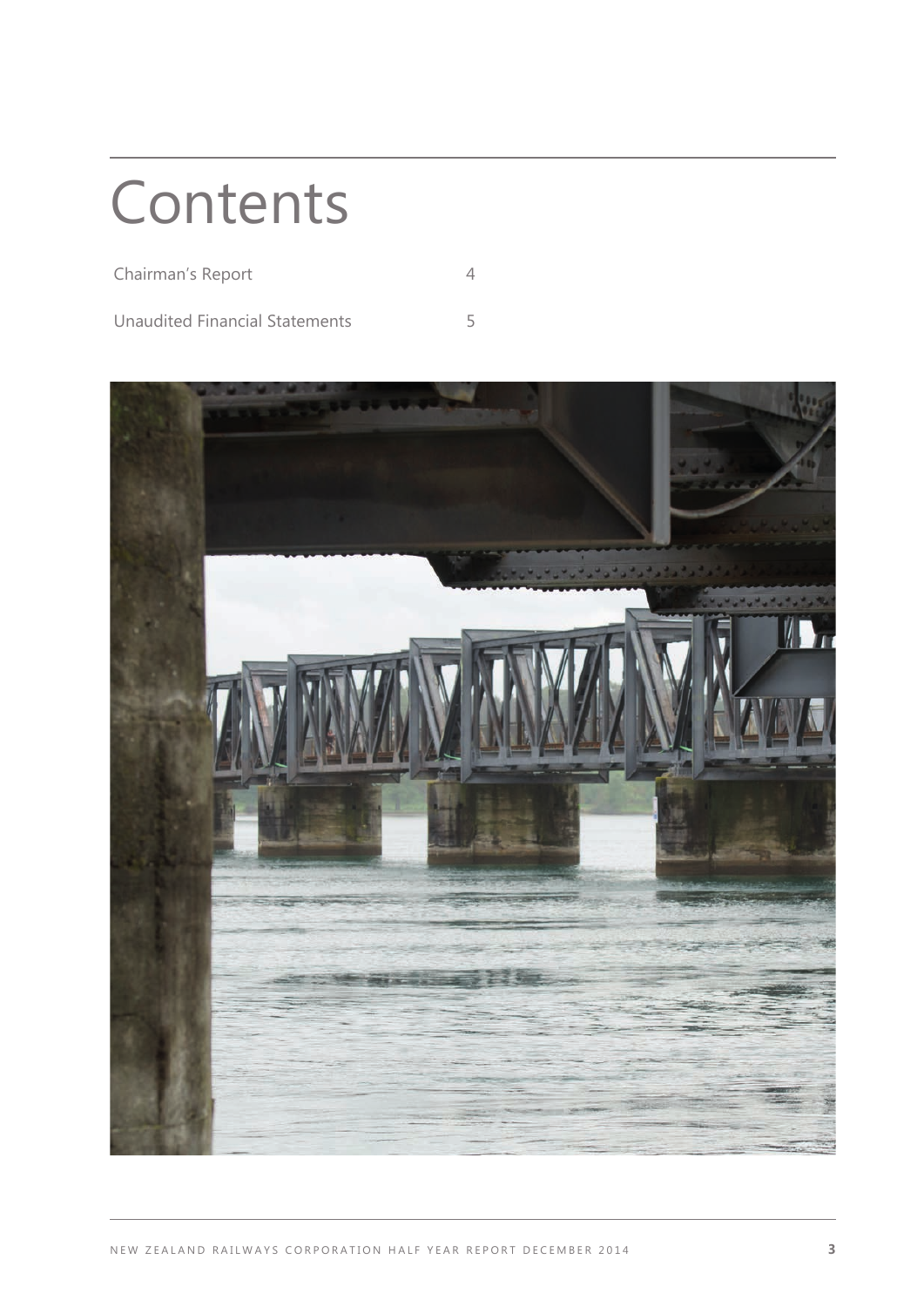# Contents

| | |
|---|---|
| Chairman's Report | 4 |
| Unaudited Financial Statements | 5 |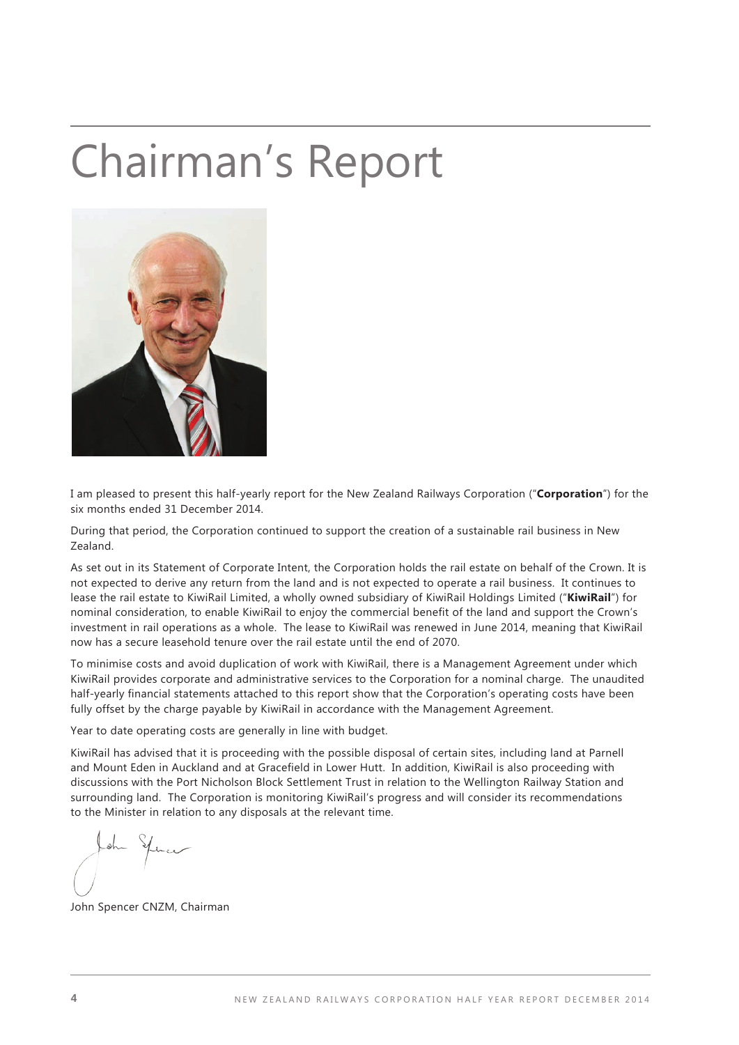# Chairman's Report

I am pleased to present this half-yearly report for the New Zealand Railways Corporation ("**Corporation**") for the six months ended 31 December 2014.

During that period, the Corporation continued to support the creation of a sustainable rail business in New Zealand.

As set out in its Statement of Corporate Intent, the Corporation holds the rail estate on behalf of the Crown. It is not expected to derive any return from the land and is not expected to operate a rail business. It continues to lease the rail estate to KiwiRail Limited, a wholly owned subsidiary of KiwiRail Holdings Limited ("**KiwiRail**") for nominal consideration, to enable KiwiRail to enjoy the commercial benefit of the land and support the Crown's investment in rail operations as a whole. The lease to KiwiRail was renewed in June 2014, meaning that KiwiRail now has a secure leasehold tenure over the rail estate until the end of 2070.

To minimise costs and avoid duplication of work with KiwiRail, there is a Management Agreement under which KiwiRail provides corporate and administrative services to the Corporation for a nominal charge. The unaudited half-yearly financial statements attached to this report show that the Corporation's operating costs have been fully offset by the charge payable by KiwiRail in accordance with the Management Agreement.

Year to date operating costs are generally in line with budget.

KiwiRail has advised that it is proceeding with the possible disposal of certain sites, including land at Parnell and Mount Eden in Auckland and at Gracefield in Lower Hutt. In addition, KiwiRail is also proceeding with discussions with the Port Nicholson Block Settlement Trust in relation to the Wellington Railway Station and surrounding land. The Corporation is monitoring KiwiRail's progress and will consider its recommendations to the Minister in relation to any disposals at the relevant time.

John Spencer CNZM, Chairman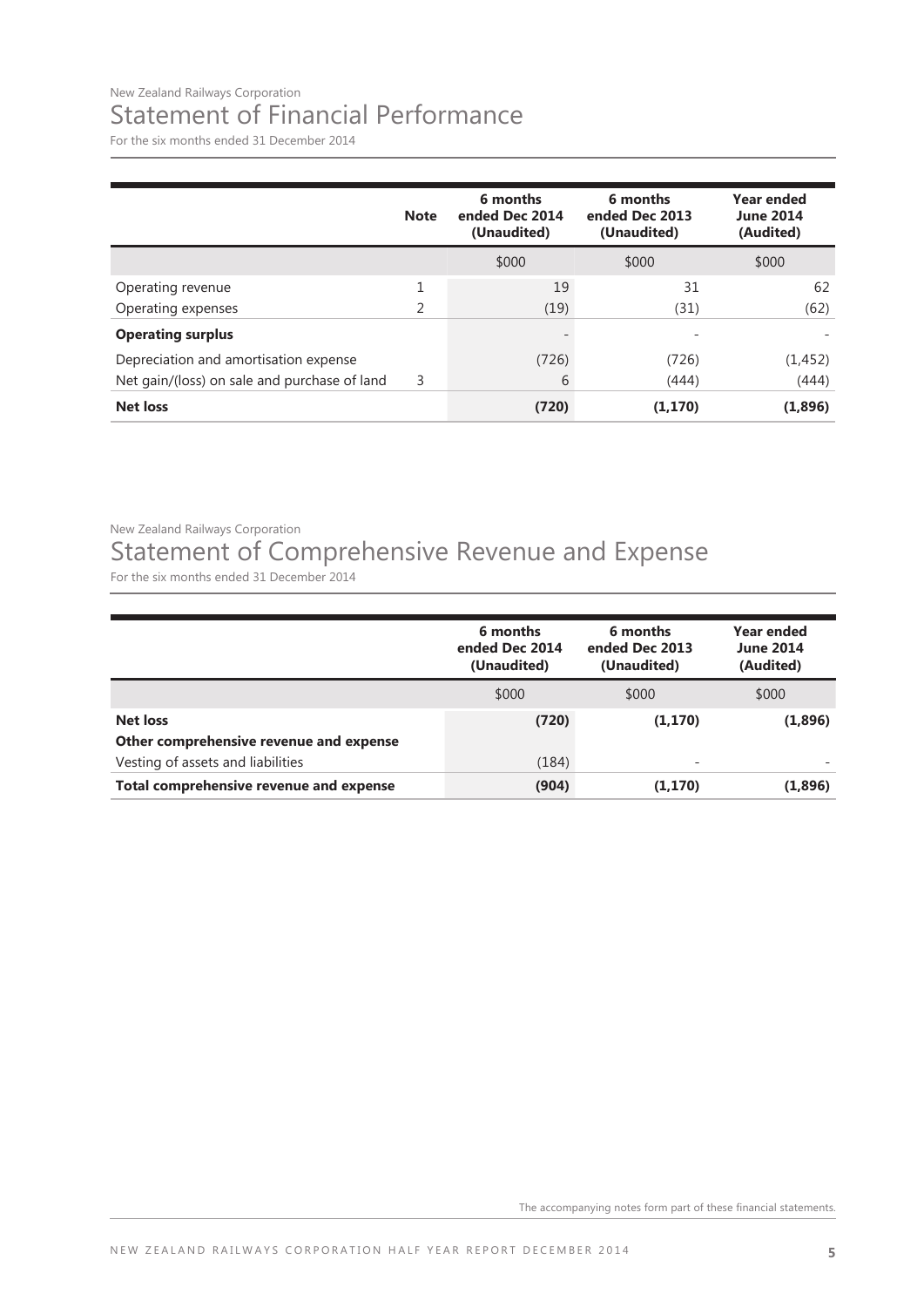New Zealand Railways Corporation

# Statement of Financial Performance

For the six months ended 31 December 2014

| | Note | 6 months ended Dec 2014 (Unaudited) | 6 months ended Dec 2013 (Unaudited) | Year ended June 2014 (Audited) |
|---|---|---|---|---|
| | | $000 | $000 | $000 |
| Operating revenue | 1 | 19 | 31 | 62 |
| Operating expenses | 2 | (19) | (31) | (62) |
| **Operating surplus** | | - | - | - |
| Depreciation and amortisation expense | | (726) | (726) | (1,452) |
| Net gain/(loss) on sale and purchase of land | 3 | 6 | (444) | (444) |
| **Net loss** | | **(720)** | **(1,170)** | **(1,896)** |

New Zealand Railways Corporation

# Statement of Comprehensive Revenue and Expense

For the six months ended 31 December 2014

| | 6 months ended Dec 2014 (Unaudited) | 6 months ended Dec 2013 (Unaudited) | Year ended June 2014 (Audited) |
|---|---|---|---|
| | $000 | $000 | $000 |
| **Net loss** | **(720)** | **(1,170)** | **(1,896)** |
| **Other comprehensive revenue and expense** | | | |
| Vesting of assets and liabilities | (184) | - | - |
| **Total comprehensive revenue and expense** | **(904)** | **(1,170)** | **(1,896)** |

The accompanying notes form part of these financial statements.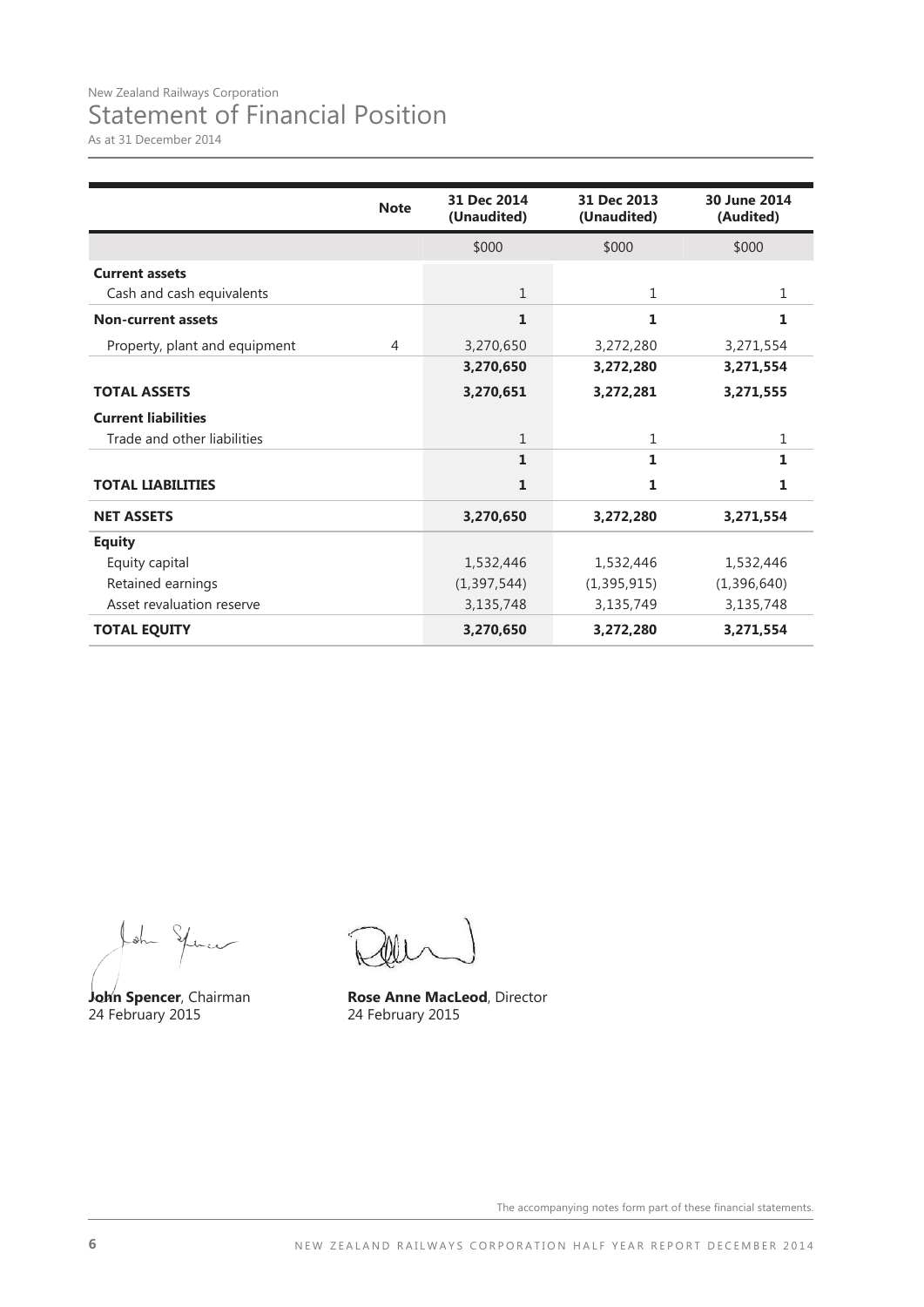New Zealand Railways Corporation

# Statement of Financial Position

As at 31 December 2014

| | Note | 31 Dec 2014 (Unaudited) | 31 Dec 2013 (Unaudited) | 30 June 2014 (Audited) |
|---|---|---|---|---|
| | | $000 | $000 | $000 |
| **Current assets** | | | | |
| Cash and cash equivalents | | 1 | 1 | 1 |
| **Non-current assets** | | **1** | **1** | **1** |
| Property, plant and equipment | 4 | 3,270,650 | 3,272,280 | 3,271,554 |
| | | **3,270,650** | **3,272,280** | **3,271,554** |
| **TOTAL ASSETS** | | **3,270,651** | **3,272,281** | **3,271,555** |
| **Current liabilities** | | | | |
| Trade and other liabilities | | 1 | 1 | 1 |
| | | **1** | **1** | **1** |
| **TOTAL LIABILITIES** | | **1** | **1** | **1** |
| **NET ASSETS** | | **3,270,650** | **3,272,280** | **3,271,554** |
| **Equity** | | | | |
| Equity capital | | 1,532,446 | 1,532,446 | 1,532,446 |
| Retained earnings | | (1,397,544) | (1,395,915) | (1,396,640) |
| Asset revaluation reserve | | 3,135,748 | 3,135,749 | 3,135,748 |
| **TOTAL EQUITY** | | **3,270,650** | **3,272,280** | **3,271,554** |

**John Spencer**, Chairman
24 February 2015

**Rose Anne MacLeod**, Director
24 February 2015

The accompanying notes form part of these financial statements.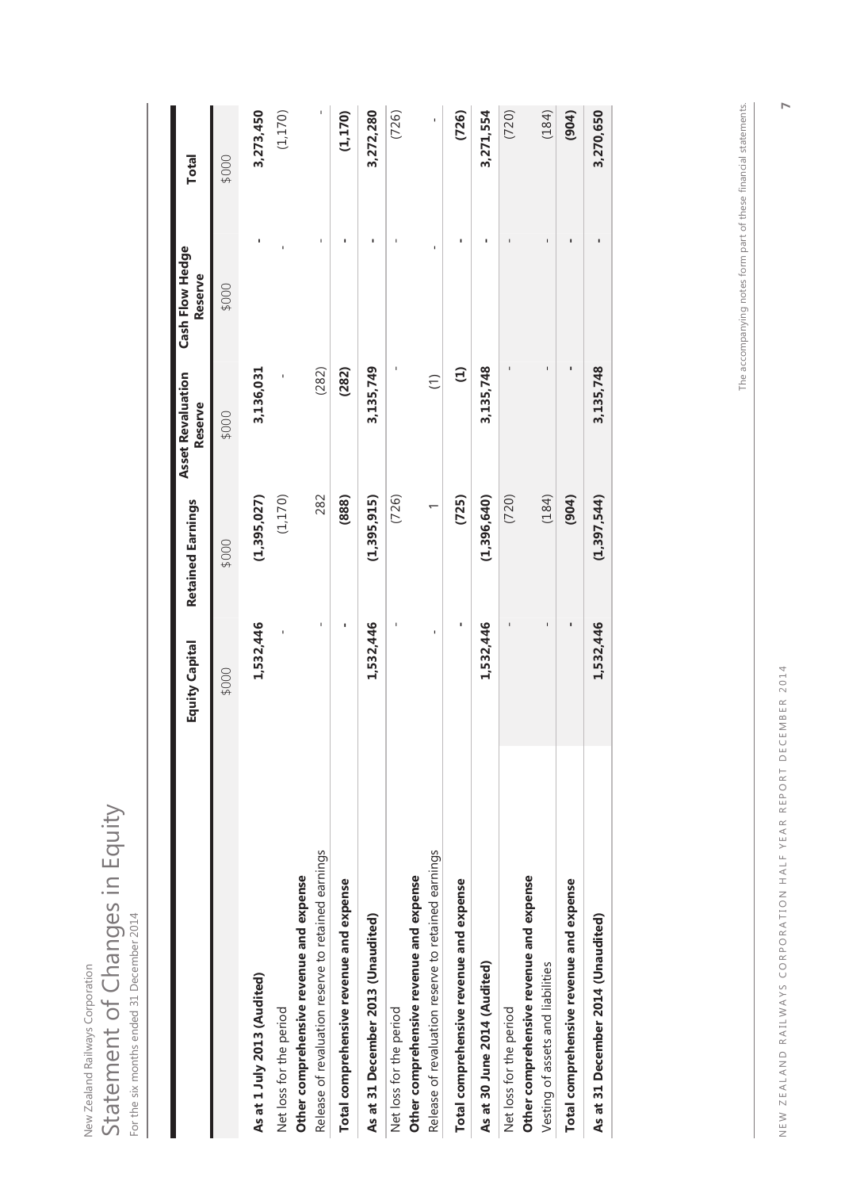New Zealand Railways Corporation

# Statement of Changes in Equity

For the six months ended 31 December 2014

| | Equity Capital | Retained Earnings | Asset Revaluation Reserve | Cash Flow Hedge Reserve | Total |
|---|---|---|---|---|---|
| | $000 | $000 | $000 | $000 | $000 |
| **As at 1 July 2013 (Audited)** | **1,532,446** | **(1,395,027)** | **3,136,031** | **-** | **3,273,450** |
| Net loss for the period | - | (1,170) | - | - | (1,170) |
| **Other comprehensive revenue and expense** | | | | | |
| Release of revaluation reserve to retained earnings | - | 282 | (282) | - | - |
| **Total comprehensive revenue and expense** | **-** | **(888)** | **(282)** | **-** | **(1,170)** |
| **As at 31 December 2013 (Unaudited)** | **1,532,446** | **(1,395,915)** | **3,135,749** | **-** | **3,272,280** |
| Net loss for the period | - | (726) | - | - | (726) |
| **Other comprehensive revenue and expense** | | | | | |
| Release of revaluation reserve to retained earnings | - | 1 | (1) | - | - |
| **Total comprehensive revenue and expense** | **-** | **(725)** | **(1)** | **-** | **(726)** |
| **As at 30 June 2014 (Audited)** | **1,532,446** | **(1,396,640)** | **3,135,748** | **-** | **3,271,554** |
| Net loss for the period | - | (720) | - | - | (720) |
| **Other comprehensive revenue and expense** | | | | | |
| Vesting of assets and liabilities | - | (184) | - | - | (184) |
| **Total comprehensive revenue and expense** | **-** | **(904)** | **-** | **-** | **(904)** |
| **As at 31 December 2014 (Unaudited)** | **1,532,446** | **(1,397,544)** | **3,135,748** | **-** | **3,270,650** |

The accompanying notes form part of these financial statements.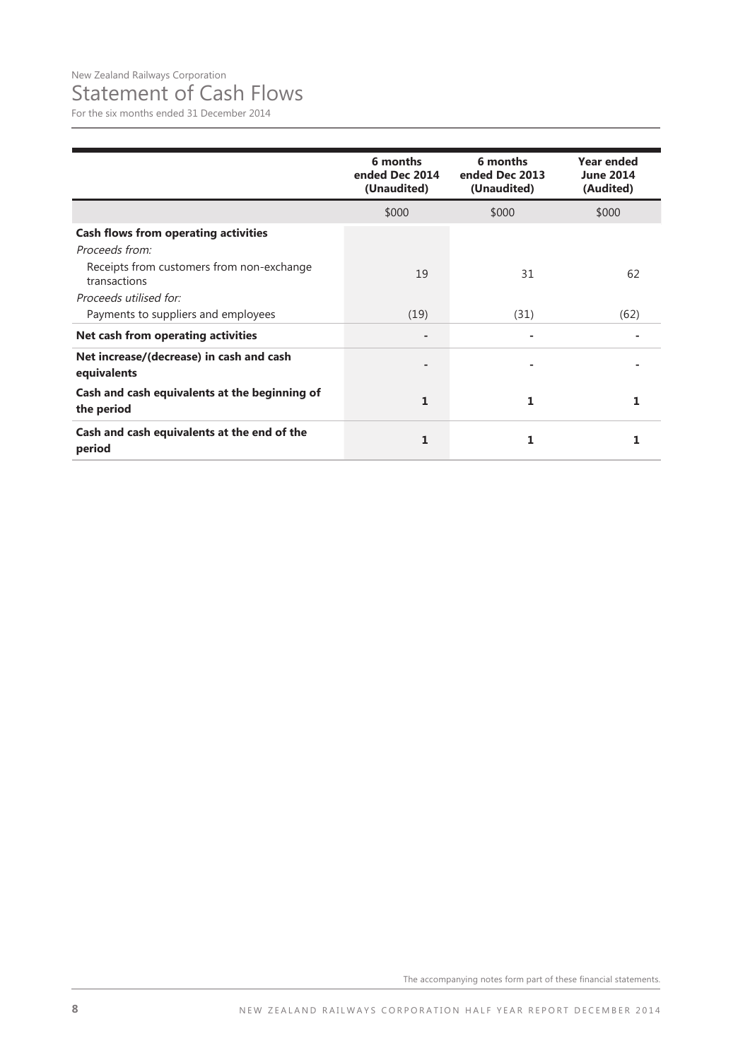New Zealand Railways Corporation

# Statement of Cash Flows

For the six months ended 31 December 2014

| | 6 months ended Dec 2014 (Unaudited) | 6 months ended Dec 2013 (Unaudited) | Year ended June 2014 (Audited) |
|---|---|---|---|
| | $000 | $000 | $000 |
| **Cash flows from operating activities** | | | |
| *Proceeds from:* | | | |
| Receipts from customers from non-exchange transactions | 19 | 31 | 62 |
| *Proceeds utilised for:* | | | |
| Payments to suppliers and employees | (19) | (31) | (62) |
| **Net cash from operating activities** | - | - | - |
| **Net increase/(decrease) in cash and cash equivalents** | - | - | - |
| **Cash and cash equivalents at the beginning of the period** | **1** | **1** | **1** |
| **Cash and cash equivalents at the end of the period** | **1** | **1** | **1** |

The accompanying notes form part of these financial statements.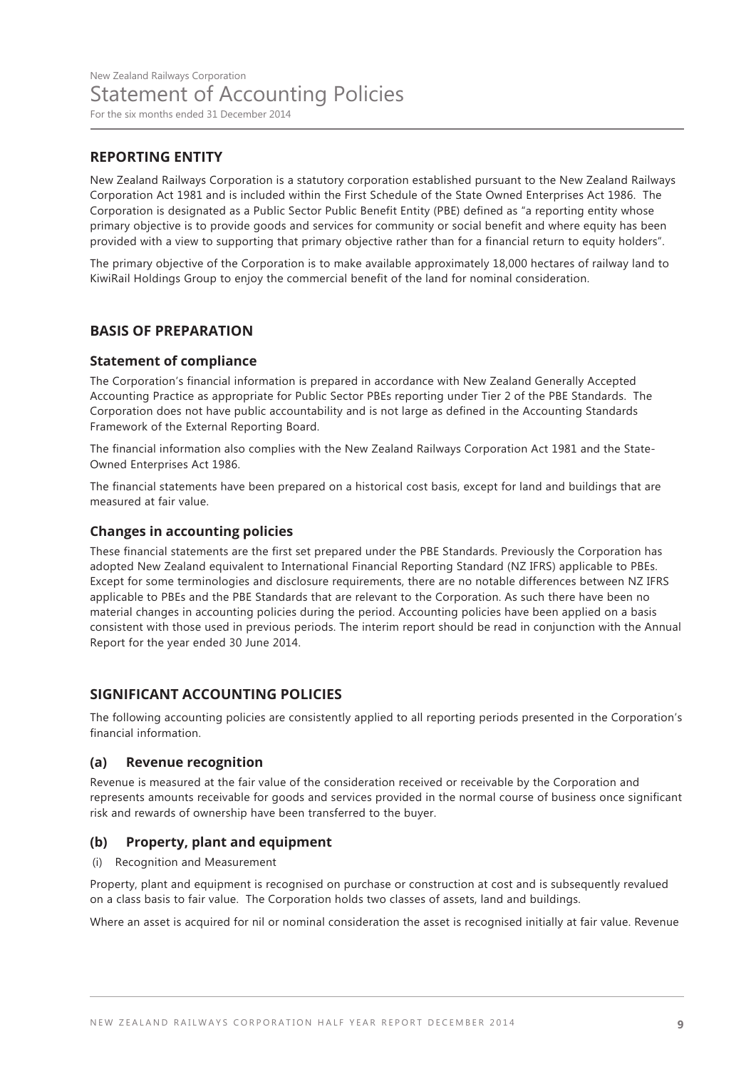New Zealand Railways Corporation

# Statement of Accounting Policies

For the six months ended 31 December 2014

## REPORTING ENTITY

New Zealand Railways Corporation is a statutory corporation established pursuant to the New Zealand Railways Corporation Act 1981 and is included within the First Schedule of the State Owned Enterprises Act 1986. The Corporation is designated as a Public Sector Public Benefit Entity (PBE) defined as "a reporting entity whose primary objective is to provide goods and services for community or social benefit and where equity has been provided with a view to supporting that primary objective rather than for a financial return to equity holders".

The primary objective of the Corporation is to make available approximately 18,000 hectares of railway land to KiwiRail Holdings Group to enjoy the commercial benefit of the land for nominal consideration.

## BASIS OF PREPARATION

### Statement of compliance

The Corporation's financial information is prepared in accordance with New Zealand Generally Accepted Accounting Practice as appropriate for Public Sector PBEs reporting under Tier 2 of the PBE Standards. The Corporation does not have public accountability and is not large as defined in the Accounting Standards Framework of the External Reporting Board.

The financial information also complies with the New Zealand Railways Corporation Act 1981 and the State-Owned Enterprises Act 1986.

The financial statements have been prepared on a historical cost basis, except for land and buildings that are measured at fair value.

### Changes in accounting policies

These financial statements are the first set prepared under the PBE Standards. Previously the Corporation has adopted New Zealand equivalent to International Financial Reporting Standard (NZ IFRS) applicable to PBEs. Except for some terminologies and disclosure requirements, there are no notable differences between NZ IFRS applicable to PBEs and the PBE Standards that are relevant to the Corporation. As such there have been no material changes in accounting policies during the period. Accounting policies have been applied on a basis consistent with those used in previous periods. The interim report should be read in conjunction with the Annual Report for the year ended 30 June 2014.

## SIGNIFICANT ACCOUNTING POLICIES

The following accounting policies are consistently applied to all reporting periods presented in the Corporation's financial information.

### (a) Revenue recognition

Revenue is measured at the fair value of the consideration received or receivable by the Corporation and represents amounts receivable for goods and services provided in the normal course of business once significant risk and rewards of ownership have been transferred to the buyer.

### (b) Property, plant and equipment

(i) Recognition and Measurement

Property, plant and equipment is recognised on purchase or construction at cost and is subsequently revalued on a class basis to fair value. The Corporation holds two classes of assets, land and buildings.

Where an asset is acquired for nil or nominal consideration the asset is recognised initially at fair value. Revenue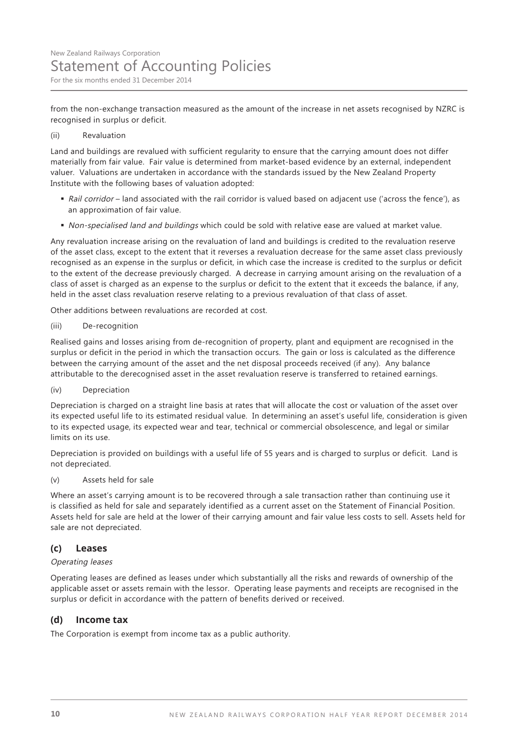from the non-exchange transaction measured as the amount of the increase in net assets recognised by NZRC is recognised in surplus or deficit.

(ii) Revaluation

Land and buildings are revalued with sufficient regularity to ensure that the carrying amount does not differ materially from fair value. Fair value is determined from market-based evidence by an external, independent valuer. Valuations are undertaken in accordance with the standards issued by the New Zealand Property Institute with the following bases of valuation adopted:

- *Rail corridor* – land associated with the rail corridor is valued based on adjacent use ('across the fence'), as an approximation of fair value.
- *Non-specialised land and buildings* which could be sold with relative ease are valued at market value.

Any revaluation increase arising on the revaluation of land and buildings is credited to the revaluation reserve of the asset class, except to the extent that it reverses a revaluation decrease for the same asset class previously recognised as an expense in the surplus or deficit, in which case the increase is credited to the surplus or deficit to the extent of the decrease previously charged. A decrease in carrying amount arising on the revaluation of a class of asset is charged as an expense to the surplus or deficit to the extent that it exceeds the balance, if any, held in the asset class revaluation reserve relating to a previous revaluation of that class of asset.

Other additions between revaluations are recorded at cost.

(iii) De-recognition

Realised gains and losses arising from de-recognition of property, plant and equipment are recognised in the surplus or deficit in the period in which the transaction occurs. The gain or loss is calculated as the difference between the carrying amount of the asset and the net disposal proceeds received (if any). Any balance attributable to the derecognised asset in the asset revaluation reserve is transferred to retained earnings.

(iv) Depreciation

Depreciation is charged on a straight line basis at rates that will allocate the cost or valuation of the asset over its expected useful life to its estimated residual value. In determining an asset's useful life, consideration is given to its expected usage, its expected wear and tear, technical or commercial obsolescence, and legal or similar limits on its use.

Depreciation is provided on buildings with a useful life of 55 years and is charged to surplus or deficit. Land is not depreciated.

(v) Assets held for sale

Where an asset's carrying amount is to be recovered through a sale transaction rather than continuing use it is classified as held for sale and separately identified as a current asset on the Statement of Financial Position. Assets held for sale are held at the lower of their carrying amount and fair value less costs to sell. Assets held for sale are not depreciated.

## (c) Leases

*Operating leases*

Operating leases are defined as leases under which substantially all the risks and rewards of ownership of the applicable asset or assets remain with the lessor. Operating lease payments and receipts are recognised in the surplus or deficit in accordance with the pattern of benefits derived or received.

## (d) Income tax

The Corporation is exempt from income tax as a public authority.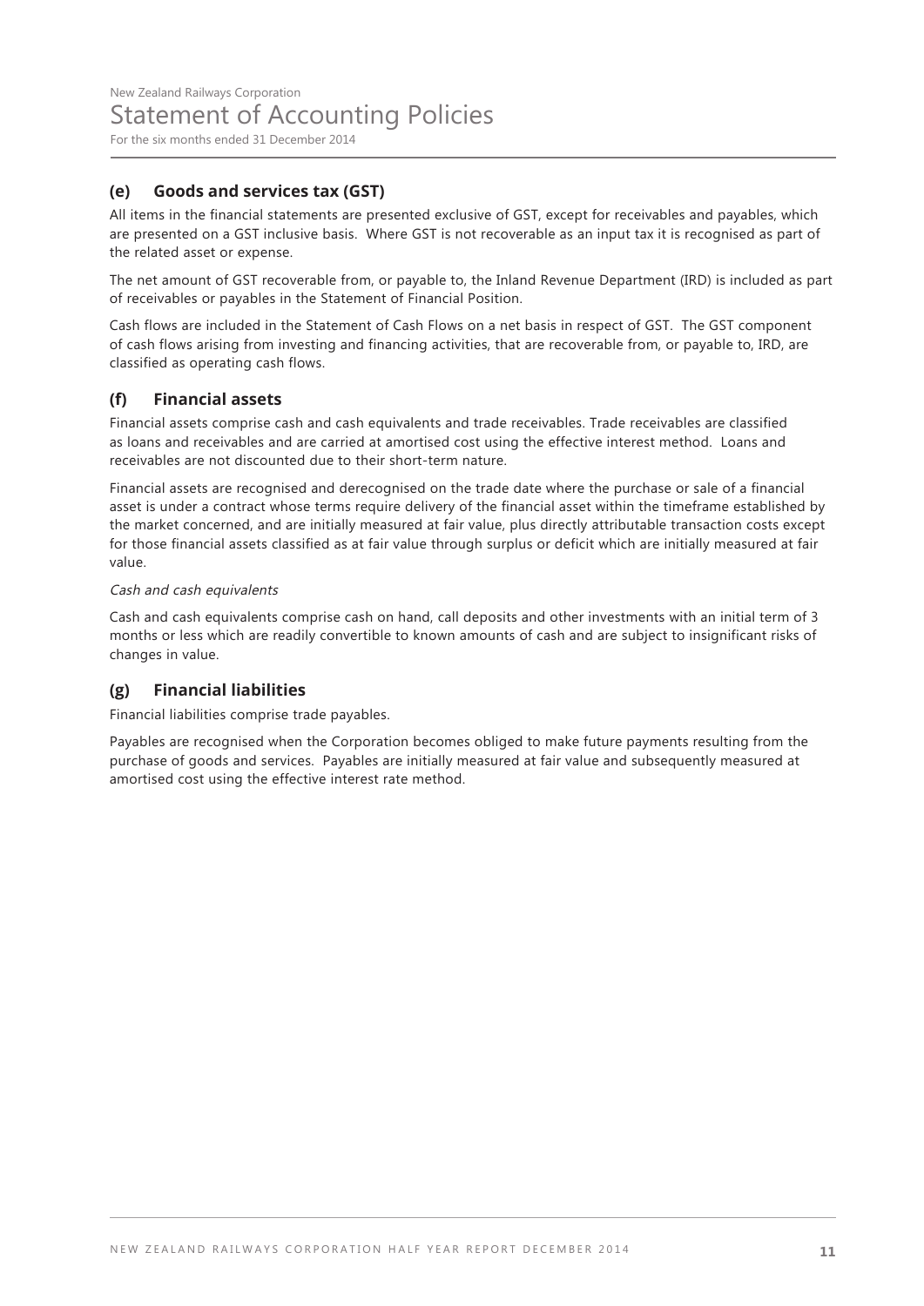New Zealand Railways Corporation

# Statement of Accounting Policies

For the six months ended 31 December 2014

## (e) Goods and services tax (GST)

All items in the financial statements are presented exclusive of GST, except for receivables and payables, which are presented on a GST inclusive basis. Where GST is not recoverable as an input tax it is recognised as part of the related asset or expense.

The net amount of GST recoverable from, or payable to, the Inland Revenue Department (IRD) is included as part of receivables or payables in the Statement of Financial Position.

Cash flows are included in the Statement of Cash Flows on a net basis in respect of GST. The GST component of cash flows arising from investing and financing activities, that are recoverable from, or payable to, IRD, are classified as operating cash flows.

## (f) Financial assets

Financial assets comprise cash and cash equivalents and trade receivables. Trade receivables are classified as loans and receivables and are carried at amortised cost using the effective interest method. Loans and receivables are not discounted due to their short-term nature.

Financial assets are recognised and derecognised on the trade date where the purchase or sale of a financial asset is under a contract whose terms require delivery of the financial asset within the timeframe established by the market concerned, and are initially measured at fair value, plus directly attributable transaction costs except for those financial assets classified as at fair value through surplus or deficit which are initially measured at fair value.

*Cash and cash equivalents*

Cash and cash equivalents comprise cash on hand, call deposits and other investments with an initial term of 3 months or less which are readily convertible to known amounts of cash and are subject to insignificant risks of changes in value.

## (g) Financial liabilities

Financial liabilities comprise trade payables.

Payables are recognised when the Corporation becomes obliged to make future payments resulting from the purchase of goods and services. Payables are initially measured at fair value and subsequently measured at amortised cost using the effective interest rate method.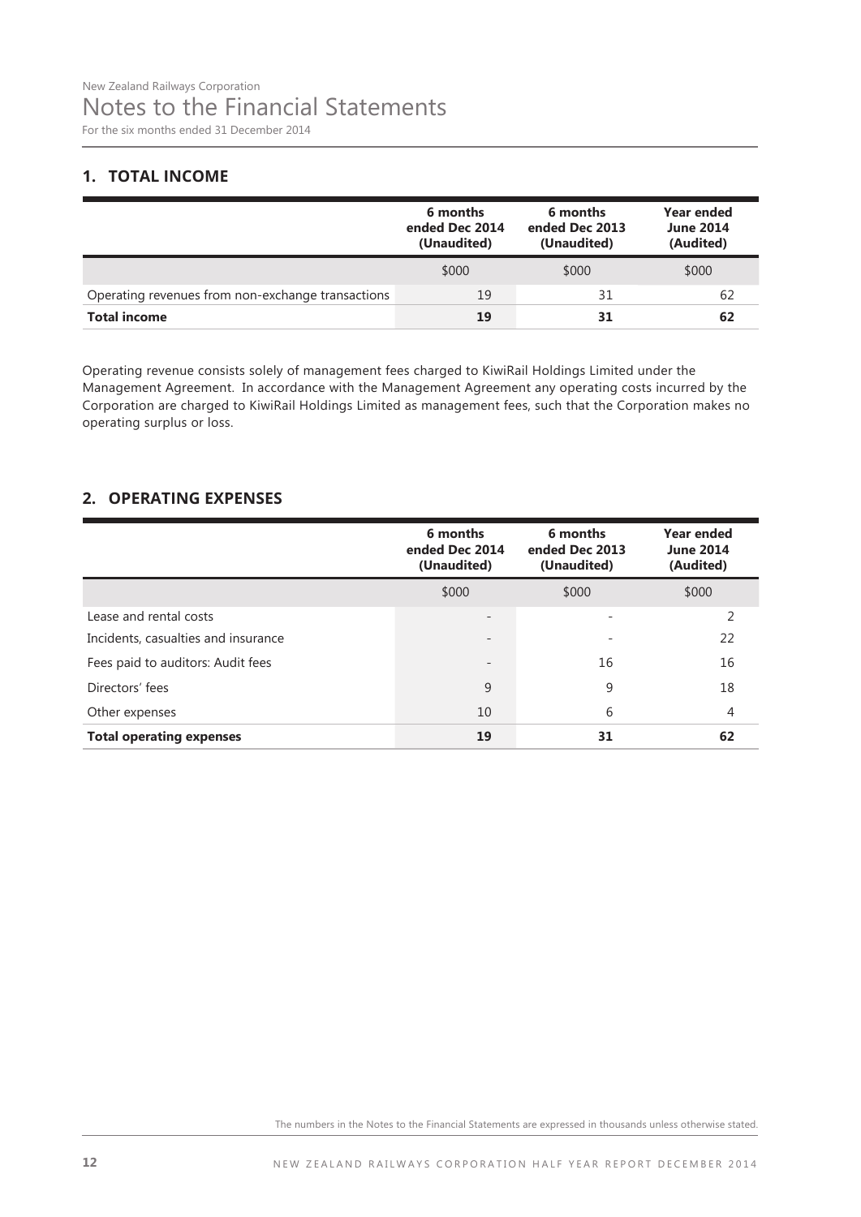# Notes to the Financial Statements

For the six months ended 31 December 2014

## 1. TOTAL INCOME

| | 6 months ended Dec 2014 (Unaudited) | 6 months ended Dec 2013 (Unaudited) | Year ended June 2014 (Audited) |
|---|---|---|---|
| | \$000 | \$000 | \$000 |
| Operating revenues from non-exchange transactions | 19 | 31 | 62 |
| **Total income** | **19** | **31** | **62** |

Operating revenue consists solely of management fees charged to KiwiRail Holdings Limited under the Management Agreement. In accordance with the Management Agreement any operating costs incurred by the Corporation are charged to KiwiRail Holdings Limited as management fees, such that the Corporation makes no operating surplus or loss.

## 2. OPERATING EXPENSES

| | 6 months ended Dec 2014 (Unaudited) | 6 months ended Dec 2013 (Unaudited) | Year ended June 2014 (Audited) |
|---|---|---|---|
| | \$000 | \$000 | \$000 |
| Lease and rental costs | - | - | 2 |
| Incidents, casualties and insurance | - | - | 22 |
| Fees paid to auditors: Audit fees | - | 16 | 16 |
| Directors' fees | 9 | 9 | 18 |
| Other expenses | 10 | 6 | 4 |
| **Total operating expenses** | **19** | **31** | **62** |

The numbers in the Notes to the Financial Statements are expressed in thousands unless otherwise stated.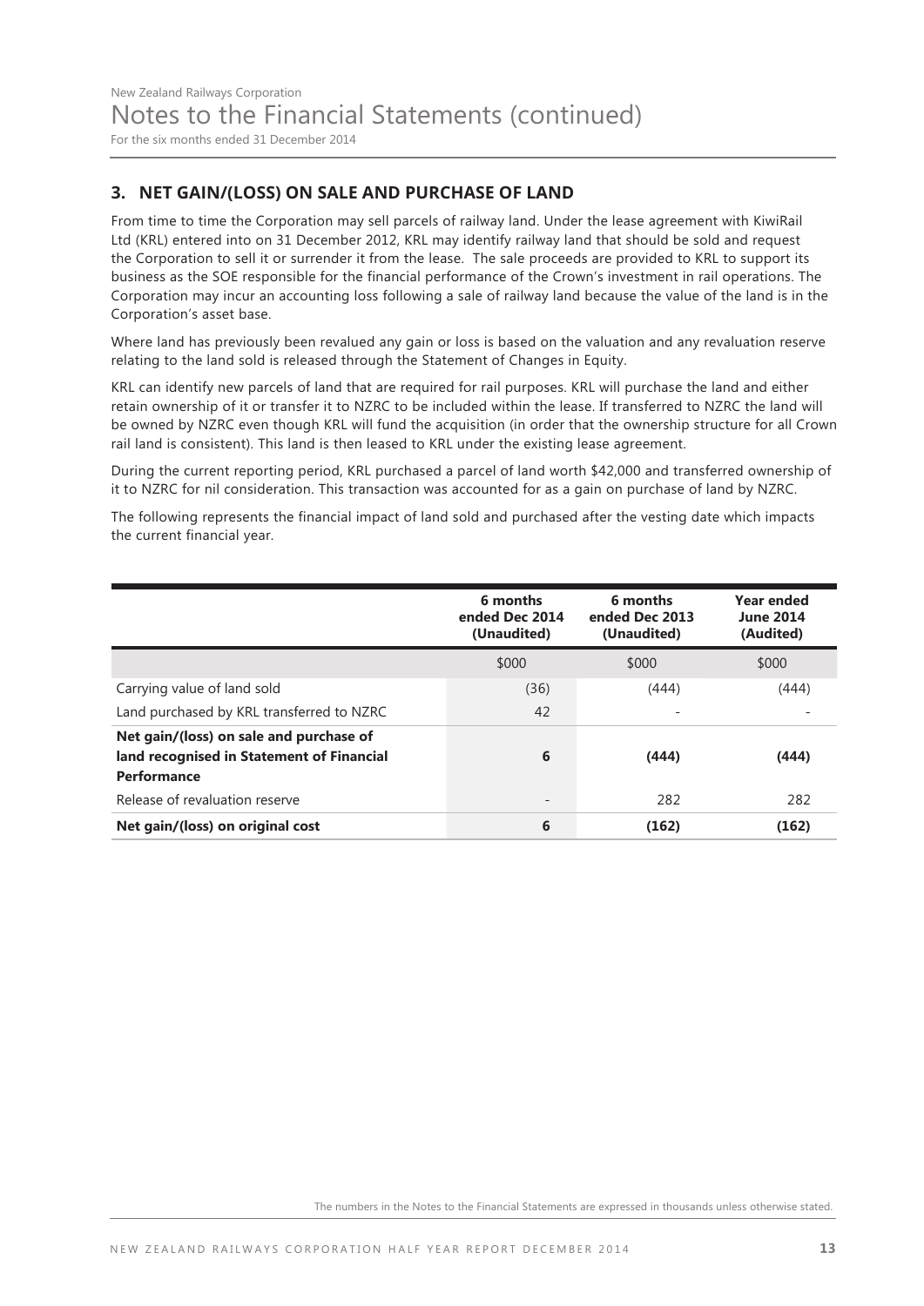## 3. NET GAIN/(LOSS) ON SALE AND PURCHASE OF LAND

From time to time the Corporation may sell parcels of railway land. Under the lease agreement with KiwiRail Ltd (KRL) entered into on 31 December 2012, KRL may identify railway land that should be sold and request the Corporation to sell it or surrender it from the lease. The sale proceeds are provided to KRL to support its business as the SOE responsible for the financial performance of the Crown's investment in rail operations. The Corporation may incur an accounting loss following a sale of railway land because the value of the land is in the Corporation's asset base.

Where land has previously been revalued any gain or loss is based on the valuation and any revaluation reserve relating to the land sold is released through the Statement of Changes in Equity.

KRL can identify new parcels of land that are required for rail purposes. KRL will purchase the land and either retain ownership of it or transfer it to NZRC to be included within the lease. If transferred to NZRC the land will be owned by NZRC even though KRL will fund the acquisition (in order that the ownership structure for all Crown rail land is consistent). This land is then leased to KRL under the existing lease agreement.

During the current reporting period, KRL purchased a parcel of land worth $42,000 and transferred ownership of it to NZRC for nil consideration. This transaction was accounted for as a gain on purchase of land by NZRC.

The following represents the financial impact of land sold and purchased after the vesting date which impacts the current financial year.

| | 6 months ended Dec 2014 (Unaudited) | 6 months ended Dec 2013 (Unaudited) | Year ended June 2014 (Audited) |
|---|---|---|---|
| | $000 | $000 | $000 |
| Carrying value of land sold | (36) | (444) | (444) |
| Land purchased by KRL transferred to NZRC | 42 | - | - |
| **Net gain/(loss) on sale and purchase of land recognised in Statement of Financial Performance** | **6** | **(444)** | **(444)** |
| Release of revaluation reserve | - | 282 | 282 |
| **Net gain/(loss) on original cost** | **6** | **(162)** | **(162)** |

The numbers in the Notes to the Financial Statements are expressed in thousands unless otherwise stated.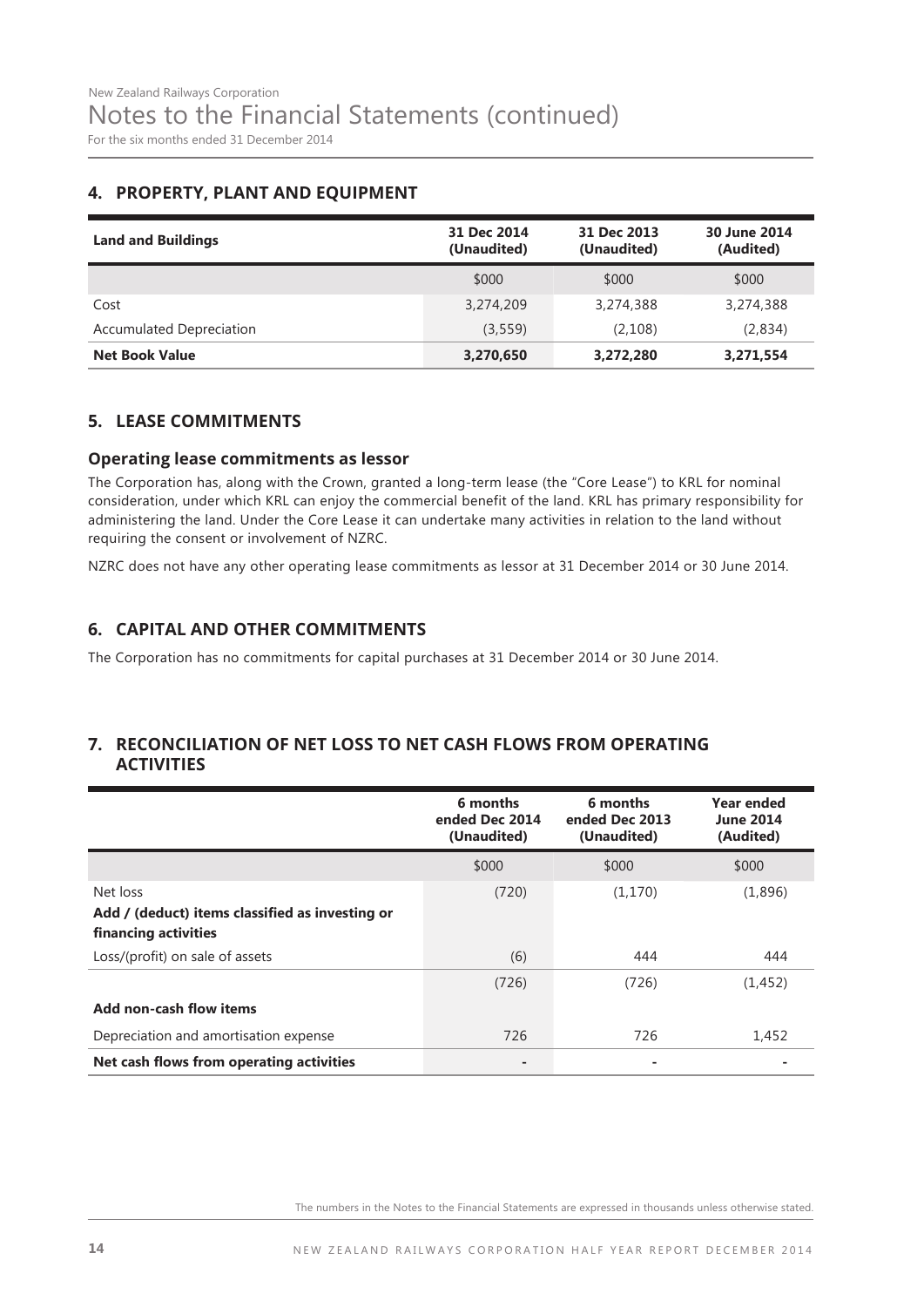# Notes to the Financial Statements (continued)

For the six months ended 31 December 2014

## 4. PROPERTY, PLANT AND EQUIPMENT

| Land and Buildings | 31 Dec 2014 (Unaudited) | 31 Dec 2013 (Unaudited) | 30 June 2014 (Audited) |
|---|---|---|---|
| | $000 | $000 | $000 |
| Cost | 3,274,209 | 3,274,388 | 3,274,388 |
| Accumulated Depreciation | (3,559) | (2,108) | (2,834) |
| **Net Book Value** | **3,270,650** | **3,272,280** | **3,271,554** |

## 5. LEASE COMMITMENTS

### Operating lease commitments as lessor

The Corporation has, along with the Crown, granted a long-term lease (the "Core Lease") to KRL for nominal consideration, under which KRL can enjoy the commercial benefit of the land. KRL has primary responsibility for administering the land. Under the Core Lease it can undertake many activities in relation to the land without requiring the consent or involvement of NZRC.

NZRC does not have any other operating lease commitments as lessor at 31 December 2014 or 30 June 2014.

## 6. CAPITAL AND OTHER COMMITMENTS

The Corporation has no commitments for capital purchases at 31 December 2014 or 30 June 2014.

## 7. RECONCILIATION OF NET LOSS TO NET CASH FLOWS FROM OPERATING ACTIVITIES

| | 6 months ended Dec 2014 (Unaudited) | 6 months ended Dec 2013 (Unaudited) | Year ended June 2014 (Audited) |
|---|---|---|---|
| | $000 | $000 | $000 |
| Net loss | (720) | (1,170) | (1,896) |
| **Add / (deduct) items classified as investing or financing activities** | | | |
| Loss/(profit) on sale of assets | (6) | 444 | 444 |
| | (726) | (726) | (1,452) |
| **Add non-cash flow items** | | | |
| Depreciation and amortisation expense | 726 | 726 | 1,452 |
| **Net cash flows from operating activities** | - | - | - |

The numbers in the Notes to the Financial Statements are expressed in thousands unless otherwise stated.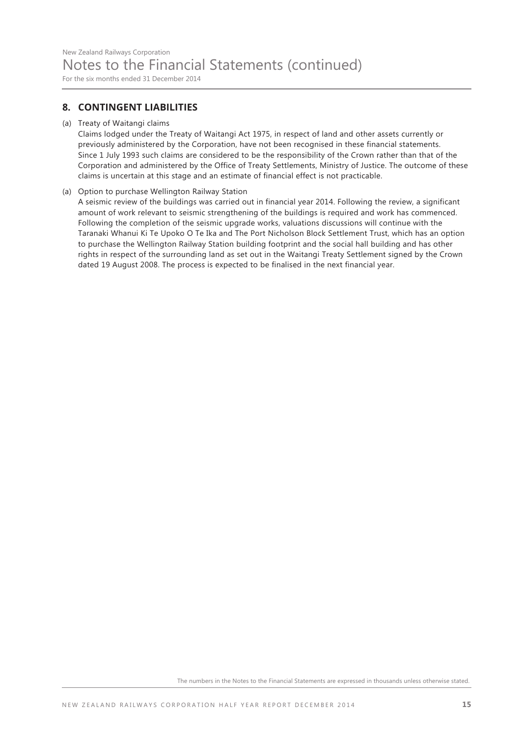New Zealand Railways Corporation

# Notes to the Financial Statements (continued)

For the six months ended 31 December 2014

## 8. CONTINGENT LIABILITIES

(a) Treaty of Waitangi claims

Claims lodged under the Treaty of Waitangi Act 1975, in respect of land and other assets currently or previously administered by the Corporation, have not been recognised in these financial statements. Since 1 July 1993 such claims are considered to be the responsibility of the Crown rather than that of the Corporation and administered by the Office of Treaty Settlements, Ministry of Justice. The outcome of these claims is uncertain at this stage and an estimate of financial effect is not practicable.

(a) Option to purchase Wellington Railway Station

A seismic review of the buildings was carried out in financial year 2014. Following the review, a significant amount of work relevant to seismic strengthening of the buildings is required and work has commenced. Following the completion of the seismic upgrade works, valuations discussions will continue with the Taranaki Whanui Ki Te Upoko O Te Ika and The Port Nicholson Block Settlement Trust, which has an option to purchase the Wellington Railway Station building footprint and the social hall building and has other rights in respect of the surrounding land as set out in the Waitangi Treaty Settlement signed by the Crown dated 19 August 2008. The process is expected to be finalised in the next financial year.

The numbers in the Notes to the Financial Statements are expressed in thousands unless otherwise stated.